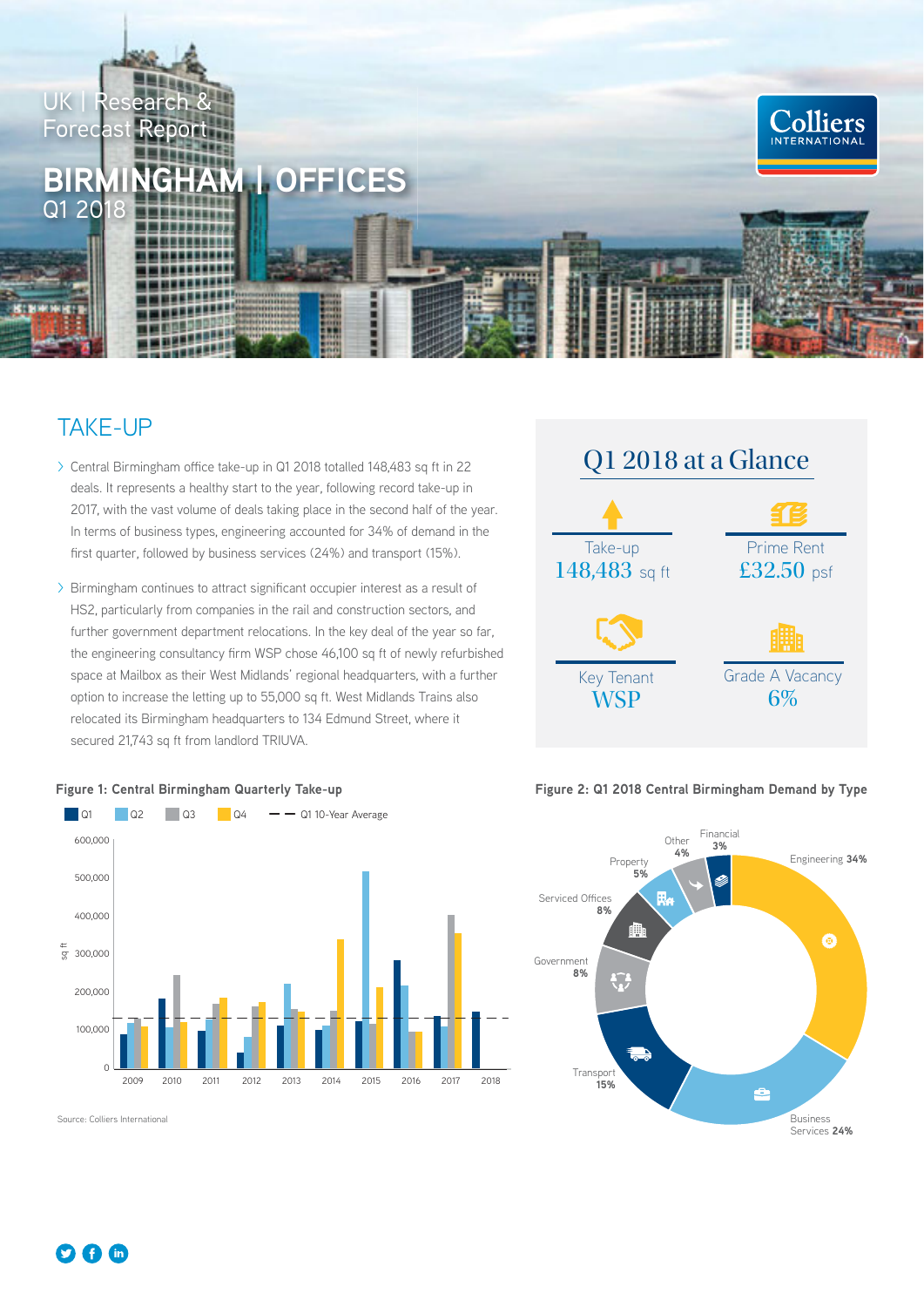UK | Research & Forecast Report

# BIRMINGHAM | OFFICES

Q1 2018

## TAKE-UP

- Central Birmingham office take-up in Q1 2018 totalled 148,483 sq ft in 22 deals. It represents a healthy start to the year, following record take-up in 2017, with the vast volume of deals taking place in the second half of the year. In terms of business types, engineering accounted for 34% of demand in the first quarter, followed by business services (24%) and transport (15%).
- Birmingham continues to attract significant occupier interest as a result of HS2, particularly from companies in the rail and construction sectors, and further government department relocations. In the key deal of the year so far, the engineering consultancy firm WSP chose 46,100 sq ft of newly refurbished space at Mailbox as their West Midlands' regional headquarters, with a further option to increase the letting up to 55,000 sq ft. West Midlands Trains also relocated its Birmingham headquarters to 134 Edmund Street, where it secured 21,743 sq ft from landlord TRIUVA.

### Q1 2018 at a Glance

| | |
|---|---|
| Take-up **148,483** sq ft | Prime Rent **£32.50** psf |
| Key Tenant **WSP** | Grade A Vacancy **6%** |

**Figure 1: Central Birmingham Quarterly Take-up**

Source: Colliers International

**Figure 2: Q1 2018 Central Birmingham Demand by Type**

| Type | Share |
|---|---|
| Engineering | 34% |
| Business Services | 24% |
| Transport | 15% |
| Government | 8% |
| Serviced Offices | 8% |
| Property | 5% |
| Other | 4% |
| Financial | 3% |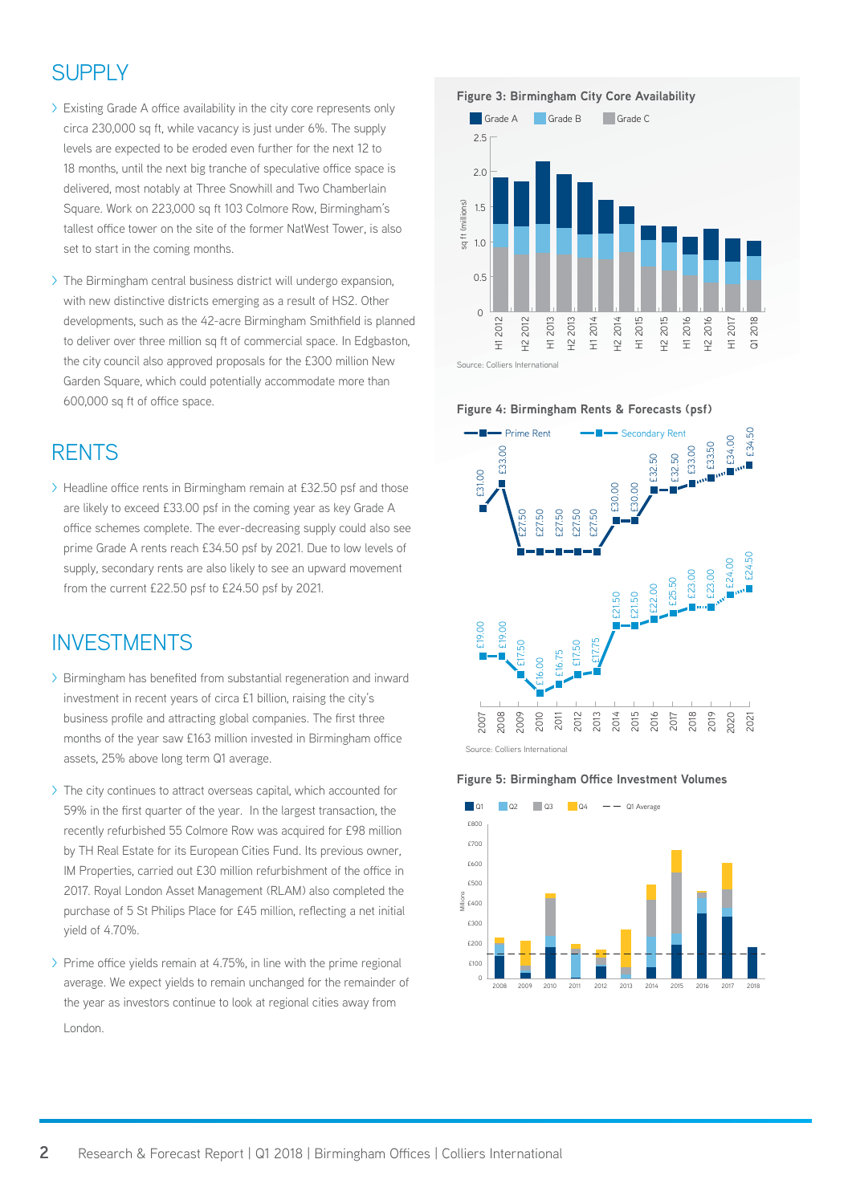## SUPPLY

- Existing Grade A office availability in the city core represents only circa 230,000 sq ft, while vacancy is just under 6%. The supply levels are expected to be eroded even further for the next 12 to 18 months, until the next big tranche of speculative office space is delivered, most notably at Three Snowhill and Two Chamberlain Square. Work on 223,000 sq ft 103 Colmore Row, Birmingham's tallest office tower on the site of the former NatWest Tower, is also set to start in the coming months.
- The Birmingham central business district will undergo expansion, with new distinctive districts emerging as a result of HS2. Other developments, such as the 42-acre Birmingham Smithfield is planned to deliver over three million sq ft of commercial space. In Edgbaston, the city council also approved proposals for the £300 million New Garden Square, which could potentially accommodate more than 600,000 sq ft of office space.

## RENTS

- Headline office rents in Birmingham remain at £32.50 psf and those are likely to exceed £33.00 psf in the coming year as key Grade A office schemes complete. The ever-decreasing supply could also see prime Grade A rents reach £34.50 psf by 2021. Due to low levels of supply, secondary rents are also likely to see an upward movement from the current £22.50 psf to £24.50 psf by 2021.

## INVESTMENTS

- Birmingham has benefited from substantial regeneration and inward investment in recent years of circa £1 billion, raising the city's business profile and attracting global companies. The first three months of the year saw £163 million invested in Birmingham office assets, 25% above long term Q1 average.
- The city continues to attract overseas capital, which accounted for 59% in the first quarter of the year. In the largest transaction, the recently refurbished 55 Colmore Row was acquired for £98 million by TH Real Estate for its European Cities Fund. Its previous owner, IM Properties, carried out £30 million refurbishment of the office in 2017. Royal London Asset Management (RLAM) also completed the purchase of 5 St Philips Place for £45 million, reflecting a net initial yield of 4.70%.
- Prime office yields remain at 4.75%, in line with the prime regional average. We expect yields to remain unchanged for the remainder of the year as investors continue to look at regional cities away from London.

**Figure 3: Birmingham City Core Availability**

Source: Colliers International

**Figure 4: Birmingham Rents & Forecasts (psf)**

| Year | Prime Rent | Secondary Rent |
|---|---|---|
| 2007 | £31.00 | £19.00 |
| 2008 | £33.00 | £19.00 |
| 2009 | £27.50 | £17.50 |
| 2010 | £27.50 | £16.00 |
| 2011 | £27.50 | £16.75 |
| 2012 | £27.50 | £17.50 |
| 2013 | £27.50 | £17.75 |
| 2014 | £30.00 | £21.50 |
| 2015 | £30.00 | £21.50 |
| 2016 | £32.50 | £22.00 |
| 2017 | £32.50 | £22.50 |
| 2018 | £33.00 | £23.00 |
| 2019 | £33.50 | £23.00 |
| 2020 | £34.00 | £24.00 |
| 2021 | £34.50 | £24.50 |

Source: Colliers International

**Figure 5: Birmingham Office Investment Volumes**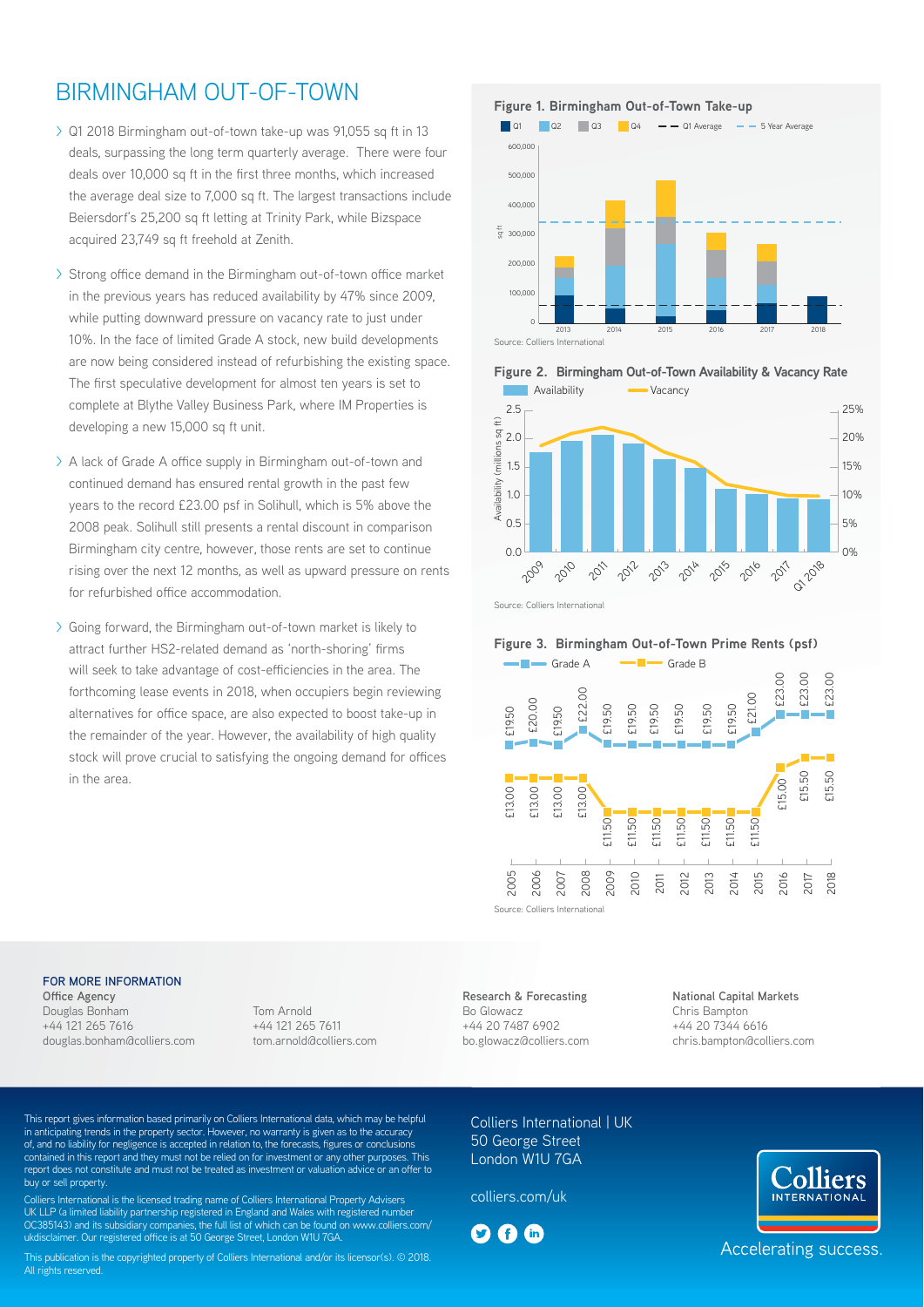# BIRMINGHAM OUT-OF-TOWN

- Q1 2018 Birmingham out-of-town take-up was 91,055 sq ft in 13 deals, surpassing the long term quarterly average. There were four deals over 10,000 sq ft in the first three months, which increased the average deal size to 7,000 sq ft. The largest transactions include Beiersdorf's 25,200 sq ft letting at Trinity Park, while Bizspace acquired 23,749 sq ft freehold at Zenith.
- Strong office demand in the Birmingham out-of-town office market in the previous years has reduced availability by 47% since 2009, while putting downward pressure on vacancy rate to just under 10%. In the face of limited Grade A stock, new build developments are now being considered instead of refurbishing the existing space. The first speculative development for almost ten years is set to complete at Blythe Valley Business Park, where IM Properties is developing a new 15,000 sq ft unit.
- A lack of Grade A office supply in Birmingham out-of-town and continued demand has ensured rental growth in the past few years to the record £23.00 psf in Solihull, which is 5% above the 2008 peak. Solihull still presents a rental discount in comparison Birmingham city centre, however, those rents are set to continue rising over the next 12 months, as well as upward pressure on rents for refurbished office accommodation.
- Going forward, the Birmingham out-of-town market is likely to attract further HS2-related demand as 'north-shoring' firms will seek to take advantage of cost-efficiencies in the area. The forthcoming lease events in 2018, when occupiers begin reviewing alternatives for office space, are also expected to boost take-up in the remainder of the year. However, the availability of high quality stock will prove crucial to satisfying the ongoing demand for offices in the area.

**Figure 1. Birmingham Out-of-Town Take-up**

Q1 | Q2 | Q3 | Q4 | Q1 Average | 5 Year Average

sq ft

0, 100,000, 200,000, 300,000, 400,000, 500,000, 600,000

2013, 2014, 2015, 2016, 2017, 2018

Source: Colliers International

**Figure 2. Birmingham Out-of-Town Availability & Vacancy Rate**

Availability | Vacancy

Availability (millions sq ft): 0.0, 0.5, 1.0, 1.5, 2.0, 2.5

0%, 5%, 10%, 15%, 20%, 25%

2009, 2010, 2011, 2012, 2013, 2014, 2015, 2016, 2017, Q1 2018

Source: Colliers International

**Figure 3. Birmingham Out-of-Town Prime Rents (psf)**

Grade A | Grade B

Grade A: £19.50, £20.00, £19.50, £22.00, £19.50, £19.50, £19.50, £19.50, £19.50, £19.50, £21.00, £23.00, £23.00, £23.00

Grade B: £13.00, £13.00, £13.00, £13.00, £11.50, £11.50, £11.50, £11.50, £11.50, £11.50, £11.50, £15.00, £15.50, £15.50

2005, 2006, 2007, 2008, 2009, 2010, 2011, 2012, 2013, 2014, 2015, 2016, 2017, 2018

Source: Colliers International

**FOR MORE INFORMATION**

**Office Agency**
Douglas Bonham
+44 121 265 7616
douglas.bonham@colliers.com

Tom Arnold
+44 121 265 7611
tom.arnold@colliers.com

**Research & Forecasting**
Bo Glowacz
+44 20 7487 6902
bo.glowacz@colliers.com

**National Capital Markets**
Chris Bampton
+44 20 7344 6616
chris.bampton@colliers.com

This report gives information based primarily on Colliers International data, which may be helpful in anticipating trends in the property sector. However, no warranty is given as to the accuracy of, and no liability for negligence is accepted in relation to, the forecasts, figures or conclusions contained in this report and they must not be relied on for investment or any other purposes. This report does not constitute and must not be treated as investment or valuation advice or an offer to buy or sell property.

Colliers International is the licensed trading name of Colliers International Property Advisers UK LLP (a limited liability partnership registered in England and Wales with registered number OC385143) and its subsidiary companies, the full list of which can be found on www.colliers.com/ukdisclaimer. Our registered office is at 50 George Street, London W1U 7GA.

This publication is the copyrighted property of Colliers International and/or its licensor(s). © 2018. All rights reserved.

Colliers International | UK
50 George Street
London W1U 7GA

colliers.com/uk

Colliers INTERNATIONAL

Accelerating success.